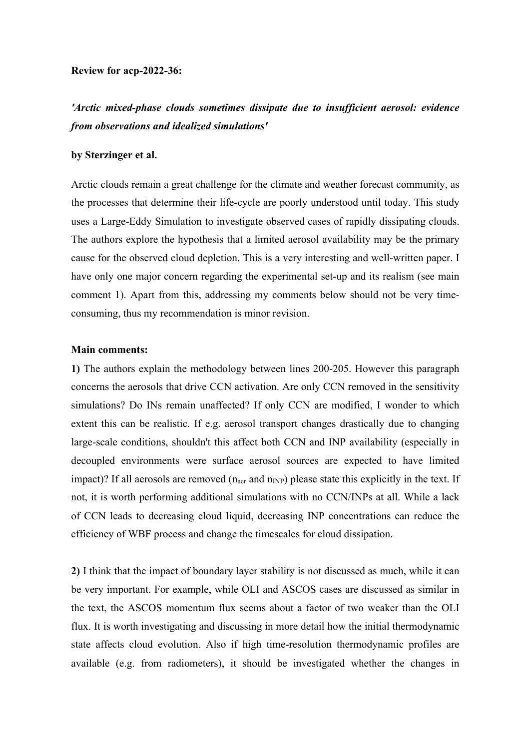**Review for acp-2022-36:**

***'Arctic mixed-phase clouds sometimes dissipate due to insufficient aerosol: evidence from observations and idealized simulations'***

**by Sterzinger et al.**

Arctic clouds remain a great challenge for the climate and weather forecast community, as the processes that determine their life-cycle are poorly understood until today. This study uses a Large-Eddy Simulation to investigate observed cases of rapidly dissipating clouds. The authors explore the hypothesis that a limited aerosol availability may be the primary cause for the observed cloud depletion. This is a very interesting and well-written paper. I have only one major concern regarding the experimental set-up and its realism (see main comment 1). Apart from this, addressing my comments below should not be very time-consuming, thus my recommendation is minor revision.

**Main comments:**

**1)** The authors explain the methodology between lines 200-205. However this paragraph concerns the aerosols that drive CCN activation. Are only CCN removed in the sensitivity simulations? Do INs remain unaffected? If only CCN are modified, I wonder to which extent this can be realistic. If e.g. aerosol transport changes drastically due to changing large-scale conditions, shouldn't this affect both CCN and INP availability (especially in decoupled environments were surface aerosol sources are expected to have limited impact)? If all aerosols are removed ($n_{aer}$ and $n_{INP}$) please state this explicitly in the text. If not, it is worth performing additional simulations with no CCN/INPs at all. While a lack of CCN leads to decreasing cloud liquid, decreasing INP concentrations can reduce the efficiency of WBF process and change the timescales for cloud dissipation.

**2)** I think that the impact of boundary layer stability is not discussed as much, while it can be very important. For example, while OLI and ASCOS cases are discussed as similar in the text, the ASCOS momentum flux seems about a factor of two weaker than the OLI flux. It is worth investigating and discussing in more detail how the initial thermodynamic state affects cloud evolution. Also if high time-resolution thermodynamic profiles are available (e.g. from radiometers), it should be investigated whether the changes in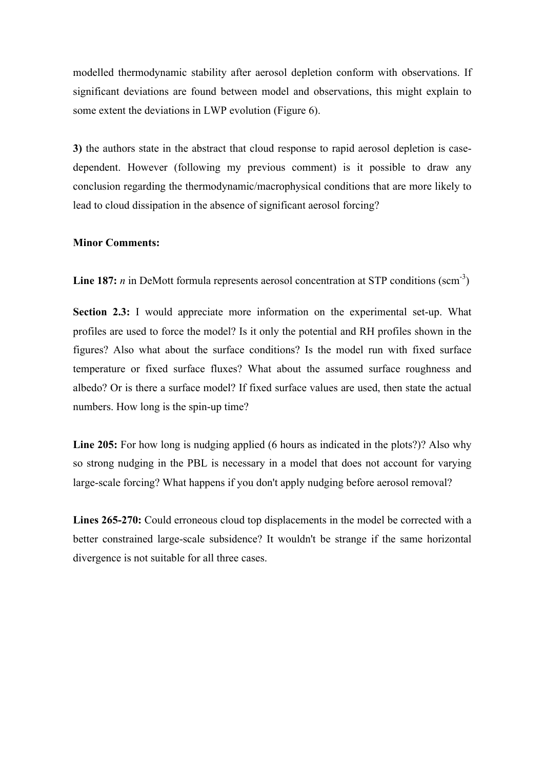modelled thermodynamic stability after aerosol depletion conform with observations. If significant deviations are found between model and observations, this might explain to some extent the deviations in LWP evolution (Figure 6).

**3)** the authors state in the abstract that cloud response to rapid aerosol depletion is case-dependent. However (following my previous comment) is it possible to draw any conclusion regarding the thermodynamic/macrophysical conditions that are more likely to lead to cloud dissipation in the absence of significant aerosol forcing?

**Minor Comments:**

**Line 187:** *n* in DeMott formula represents aerosol concentration at STP conditions ($scm^{-3}$)

**Section 2.3:** I would appreciate more information on the experimental set-up. What profiles are used to force the model? Is it only the potential and RH profiles shown in the figures? Also what about the surface conditions? Is the model run with fixed surface temperature or fixed surface fluxes? What about the assumed surface roughness and albedo? Or is there a surface model? If fixed surface values are used, then state the actual numbers. How long is the spin-up time?

**Line 205:** For how long is nudging applied (6 hours as indicated in the plots?)? Also why so strong nudging in the PBL is necessary in a model that does not account for varying large-scale forcing? What happens if you don't apply nudging before aerosol removal?

**Lines 265-270:** Could erroneous cloud top displacements in the model be corrected with a better constrained large-scale subsidence? It wouldn't be strange if the same horizontal divergence is not suitable for all three cases.